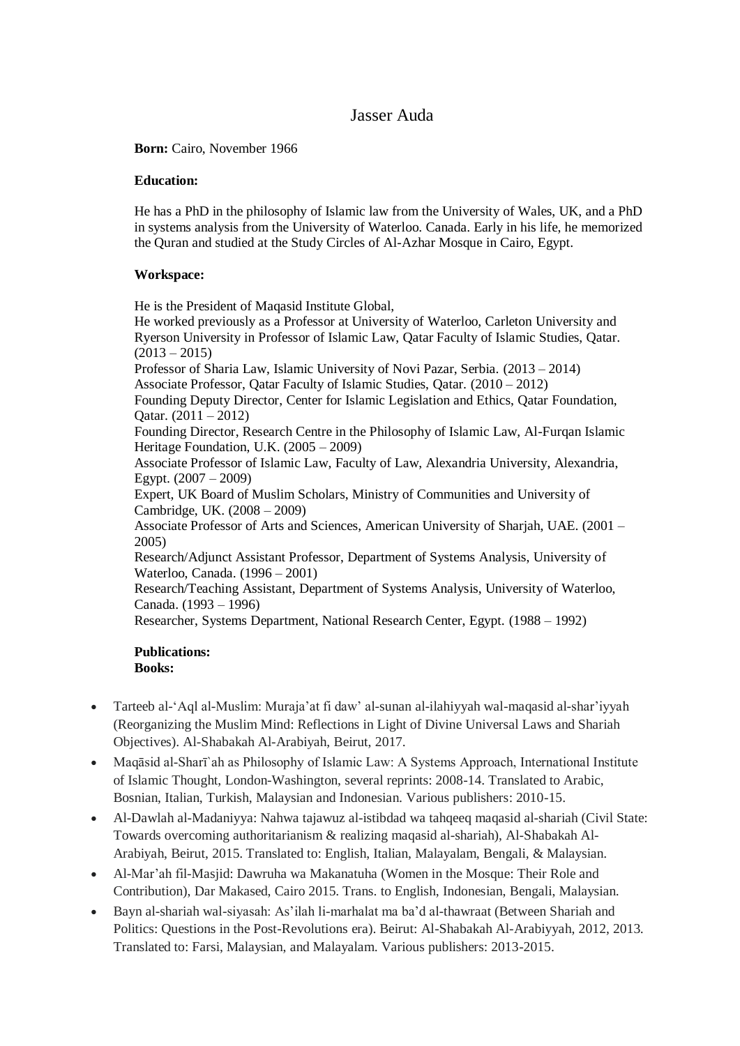# Jasser Auda

**Born:** Cairo, November 1966

**Education:**

He has a PhD in the philosophy of Islamic law from the University of Wales, UK, and a PhD in systems analysis from the University of Waterloo. Canada. Early in his life, he memorized the Quran and studied at the Study Circles of Al-Azhar Mosque in Cairo, Egypt.

**Workspace:**

He is the President of Maqasid Institute Global,
He worked previously as a Professor at University of Waterloo, Carleton University and Ryerson University in Professor of Islamic Law, Qatar Faculty of Islamic Studies, Qatar. (2013 – 2015)
Professor of Sharia Law, Islamic University of Novi Pazar, Serbia. (2013 – 2014)
Associate Professor, Qatar Faculty of Islamic Studies, Qatar. (2010 – 2012)
Founding Deputy Director, Center for Islamic Legislation and Ethics, Qatar Foundation, Qatar. (2011 – 2012)
Founding Director, Research Centre in the Philosophy of Islamic Law, Al-Furqan Islamic Heritage Foundation, U.K. (2005 – 2009)
Associate Professor of Islamic Law, Faculty of Law, Alexandria University, Alexandria, Egypt. (2007 – 2009)
Expert, UK Board of Muslim Scholars, Ministry of Communities and University of Cambridge, UK. (2008 – 2009)
Associate Professor of Arts and Sciences, American University of Sharjah, UAE. (2001 – 2005)
Research/Adjunct Assistant Professor, Department of Systems Analysis, University of Waterloo, Canada. (1996 – 2001)
Research/Teaching Assistant, Department of Systems Analysis, University of Waterloo, Canada. (1993 – 1996)
Researcher, Systems Department, National Research Center, Egypt. (1988 – 1992)

**Publications:**
**Books:**

- Tarteeb al-‘Aql al-Muslim: Muraja’at fi daw’ al-sunan al-ilahiyyah wal-maqasid al-shar’iyyah (Reorganizing the Muslim Mind: Reflections in Light of Divine Universal Laws and Shariah Objectives). Al-Shabakah Al-Arabiyah, Beirut, 2017.
- Maqāsid al-Sharī`ah as Philosophy of Islamic Law: A Systems Approach, International Institute of Islamic Thought, London-Washington, several reprints: 2008-14. Translated to Arabic, Bosnian, Italian, Turkish, Malaysian and Indonesian. Various publishers: 2010-15.
- Al-Dawlah al-Madaniyya: Nahwa tajawuz al-istibdad wa tahqeeq maqasid al-shariah (Civil State: Towards overcoming authoritarianism & realizing maqasid al-shariah), Al-Shabakah Al-Arabiyah, Beirut, 2015. Translated to: English, Italian, Malayalam, Bengali, & Malaysian.
- Al-Mar’ah fil-Masjid: Dawruha wa Makanatuha (Women in the Mosque: Their Role and Contribution), Dar Makased, Cairo 2015. Trans. to English, Indonesian, Bengali, Malaysian.
- Bayn al-shariah wal-siyasah: As’ilah li-marhalat ma ba’d al-thawraat (Between Shariah and Politics: Questions in the Post-Revolutions era). Beirut: Al-Shabakah Al-Arabiyyah, 2012, 2013. Translated to: Farsi, Malaysian, and Malayalam. Various publishers: 2013-2015.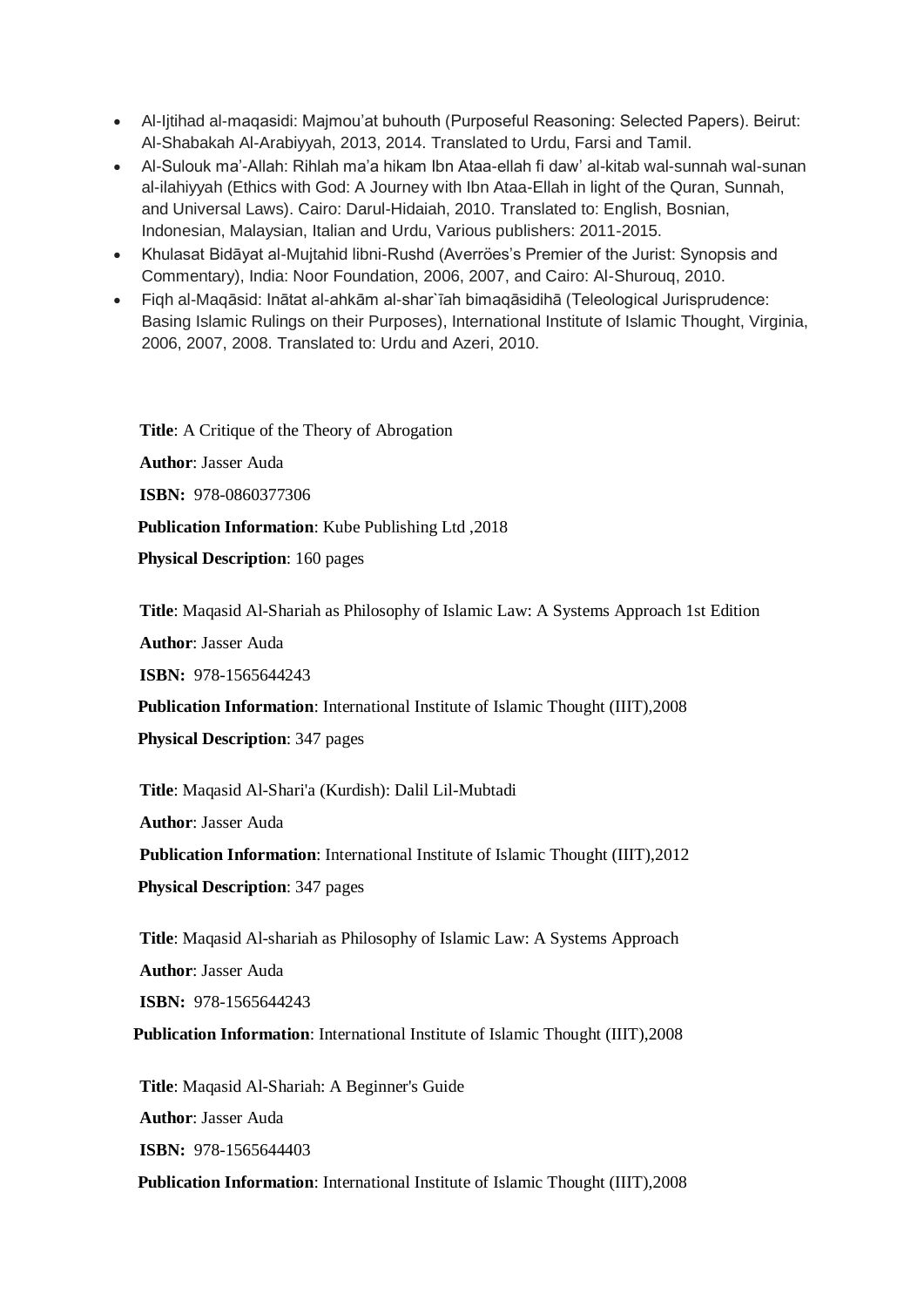- Al-Ijtihad al-maqasidi: Majmou'at buhouth (Purposeful Reasoning: Selected Papers). Beirut: Al-Shabakah Al-Arabiyyah, 2013, 2014. Translated to Urdu, Farsi and Tamil.
- Al-Sulouk ma'-Allah: Rihlah ma'a hikam Ibn Ataa-ellah fi daw' al-kitab wal-sunnah wal-sunan al-ilahiyyah (Ethics with God: A Journey with Ibn Ataa-Ellah in light of the Quran, Sunnah, and Universal Laws). Cairo: Darul-Hidaiah, 2010. Translated to: English, Bosnian, Indonesian, Malaysian, Italian and Urdu, Various publishers: 2011-2015.
- Khulasat Bidāyat al-Mujtahid libni-Rushd (Averröes's Premier of the Jurist: Synopsis and Commentary), India: Noor Foundation, 2006, 2007, and Cairo: Al-Shurouq, 2010.
- Fiqh al-Maqāsid: Inātat al-ahkām al-shar`īah bimaqāsidihā (Teleological Jurisprudence: Basing Islamic Rulings on their Purposes), International Institute of Islamic Thought, Virginia, 2006, 2007, 2008. Translated to: Urdu and Azeri, 2010.

**Title**: A Critique of the Theory of Abrogation

**Author**: Jasser Auda

**ISBN:** 978-0860377306

**Publication Information**: Kube Publishing Ltd ,2018

**Physical Description**: 160 pages

**Title**: Maqasid Al-Shariah as Philosophy of Islamic Law: A Systems Approach 1st Edition

**Author**: Jasser Auda

**ISBN:** 978-1565644243

**Publication Information**: International Institute of Islamic Thought (IIIT),2008

**Physical Description**: 347 pages

**Title**: Maqasid Al-Shari'a (Kurdish): Dalil Lil-Mubtadi

**Author**: Jasser Auda

**Publication Information**: International Institute of Islamic Thought (IIIT),2012

**Physical Description**: 347 pages

**Title**: Maqasid Al-shariah as Philosophy of Islamic Law: A Systems Approach

**Author**: Jasser Auda

**ISBN:** 978-1565644243

**Publication Information**: International Institute of Islamic Thought (IIIT),2008

**Title**: Maqasid Al-Shariah: A Beginner's Guide

**Author**: Jasser Auda

**ISBN:** 978-1565644403

**Publication Information**: International Institute of Islamic Thought (IIIT),2008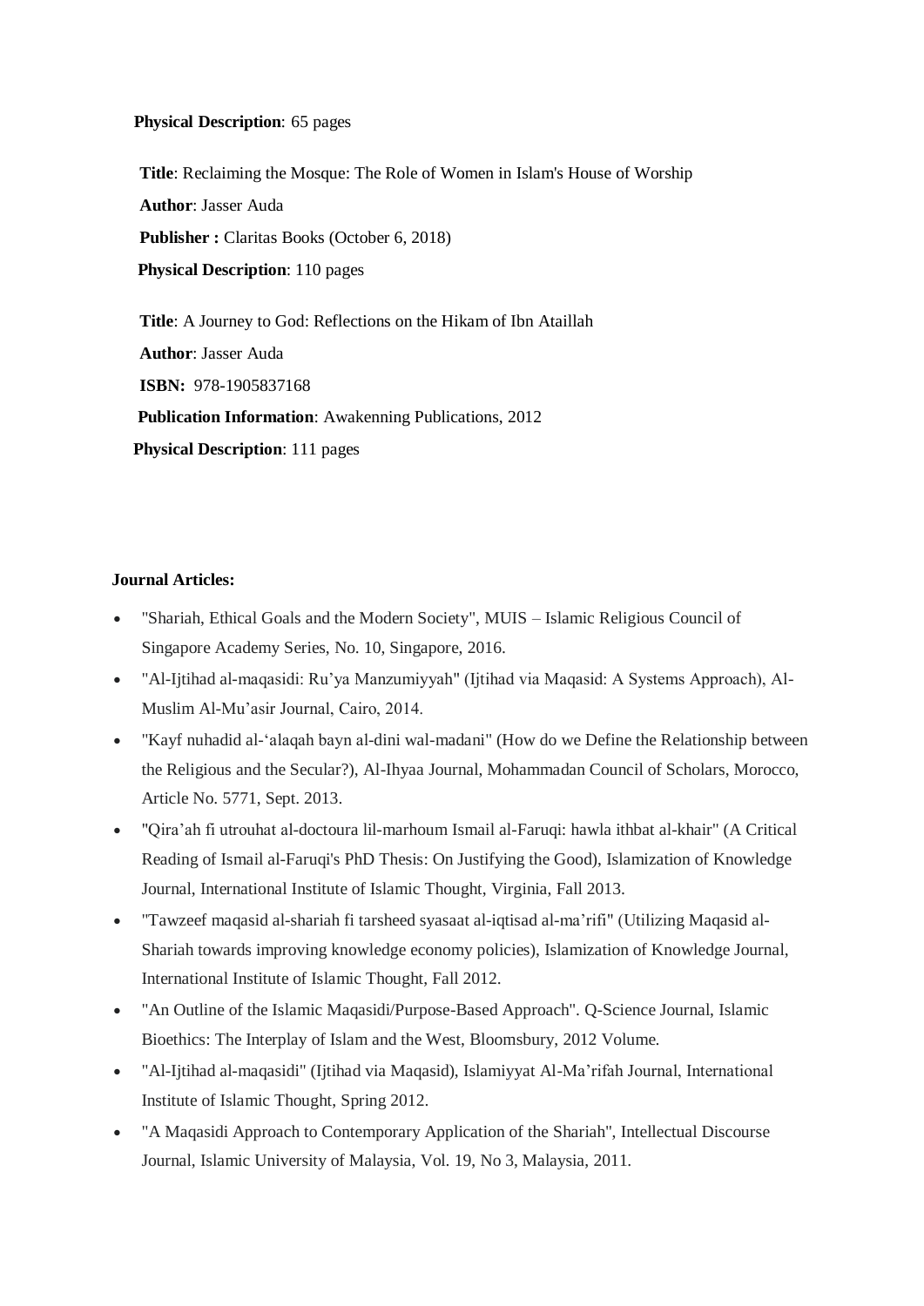**Physical Description**: 65 pages

**Title**: Reclaiming the Mosque: The Role of Women in Islam's House of Worship

**Author**: Jasser Auda

**Publisher :** Claritas Books (October 6, 2018)

**Physical Description**: 110 pages

**Title**: A Journey to God: Reflections on the Hikam of Ibn Ataillah

**Author**: Jasser Auda

**ISBN:** 978-1905837168

**Publication Information**: Awakenning Publications, 2012

**Physical Description**: 111 pages

**Journal Articles:**

- "Shariah, Ethical Goals and the Modern Society", MUIS – Islamic Religious Council of Singapore Academy Series, No. 10, Singapore, 2016.
- "Al-Ijtihad al-maqasidi: Ru'ya Manzumiyyah" (Ijtihad via Maqasid: A Systems Approach), Al-Muslim Al-Mu'asir Journal, Cairo, 2014.
- "Kayf nuhadid al-'alaqah bayn al-dini wal-madani" (How do we Define the Relationship between the Religious and the Secular?), Al-Ihyaa Journal, Mohammadan Council of Scholars, Morocco, Article No. 5771, Sept. 2013.
- "Qira'ah fi utrouhat al-doctoura lil-marhoum Ismail al-Faruqi: hawla ithbat al-khair" (A Critical Reading of Ismail al-Faruqi's PhD Thesis: On Justifying the Good), Islamization of Knowledge Journal, International Institute of Islamic Thought, Virginia, Fall 2013.
- "Tawzeef maqasid al-shariah fi tarsheed syasaat al-iqtisad al-ma'rifi" (Utilizing Maqasid al-Shariah towards improving knowledge economy policies), Islamization of Knowledge Journal, International Institute of Islamic Thought, Fall 2012.
- "An Outline of the Islamic Maqasidi/Purpose-Based Approach". Q-Science Journal, Islamic Bioethics: The Interplay of Islam and the West, Bloomsbury, 2012 Volume.
- "Al-Ijtihad al-maqasidi" (Ijtihad via Maqasid), Islamiyyat Al-Ma'rifah Journal, International Institute of Islamic Thought, Spring 2012.
- "A Maqasidi Approach to Contemporary Application of the Shariah", Intellectual Discourse Journal, Islamic University of Malaysia, Vol. 19, No 3, Malaysia, 2011.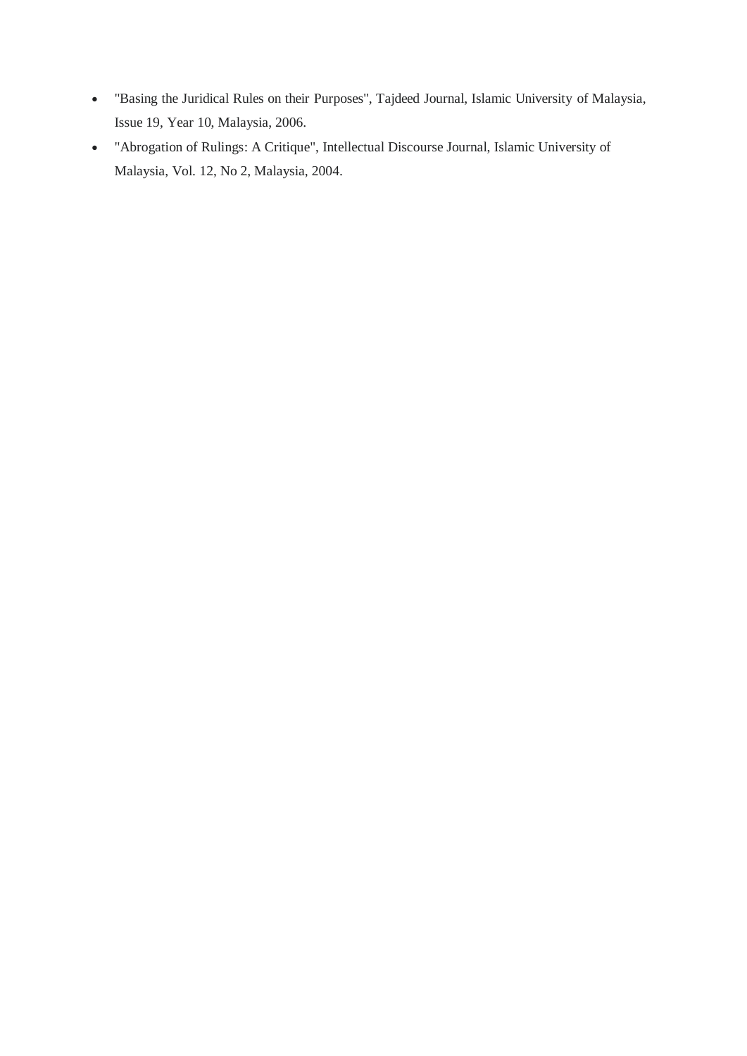- "Basing the Juridical Rules on their Purposes", Tajdeed Journal, Islamic University of Malaysia, Issue 19, Year 10, Malaysia, 2006.
- "Abrogation of Rulings: A Critique", Intellectual Discourse Journal, Islamic University of Malaysia, Vol. 12, No 2, Malaysia, 2004.